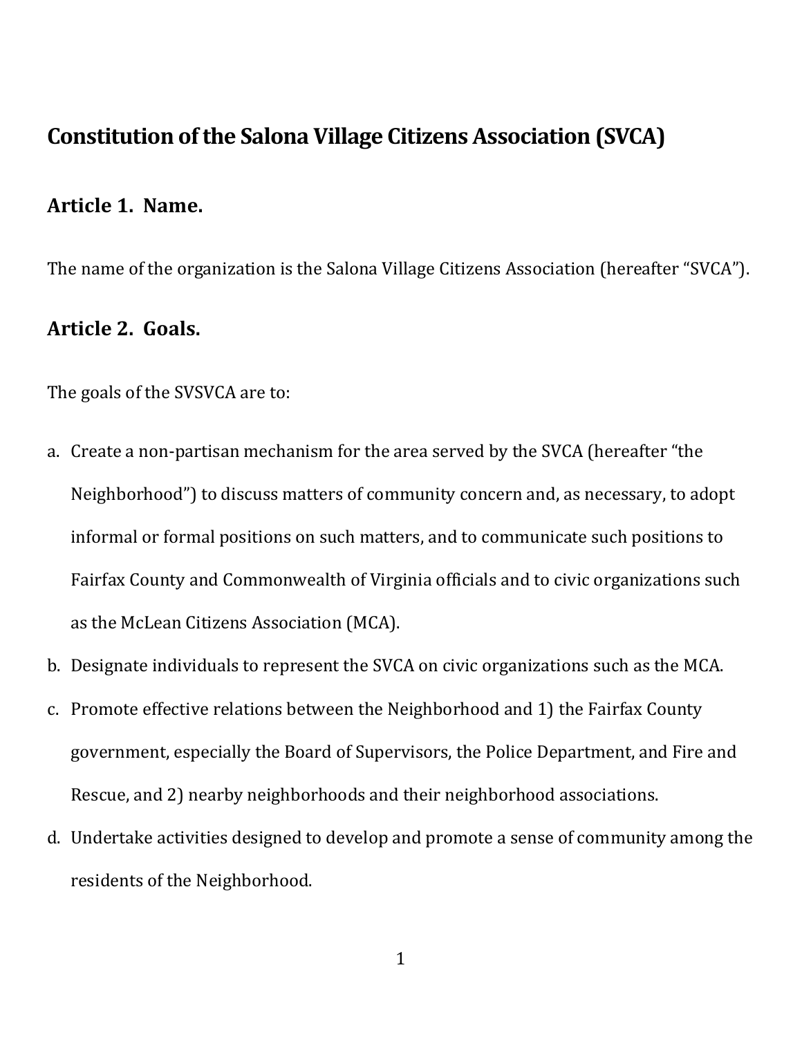# Constitution of the Salona Village Citizens Association (SVCA)

## Article 1. Name.

The name of the organization is the Salona Village Citizens Association (hereafter "SVCA").

## Article 2. Goals.

The goals of the SVSVCA are to:

a. Create a non-partisan mechanism for the area served by the SVCA (hereafter "the Neighborhood") to discuss matters of community concern and, as necessary, to adopt informal or formal positions on such matters, and to communicate such positions to Fairfax County and Commonwealth of Virginia officials and to civic organizations such as the McLean Citizens Association (MCA).

b. Designate individuals to represent the SVCA on civic organizations such as the MCA.

c. Promote effective relations between the Neighborhood and 1) the Fairfax County government, especially the Board of Supervisors, the Police Department, and Fire and Rescue, and 2) nearby neighborhoods and their neighborhood associations.

d. Undertake activities designed to develop and promote a sense of community among the residents of the Neighborhood.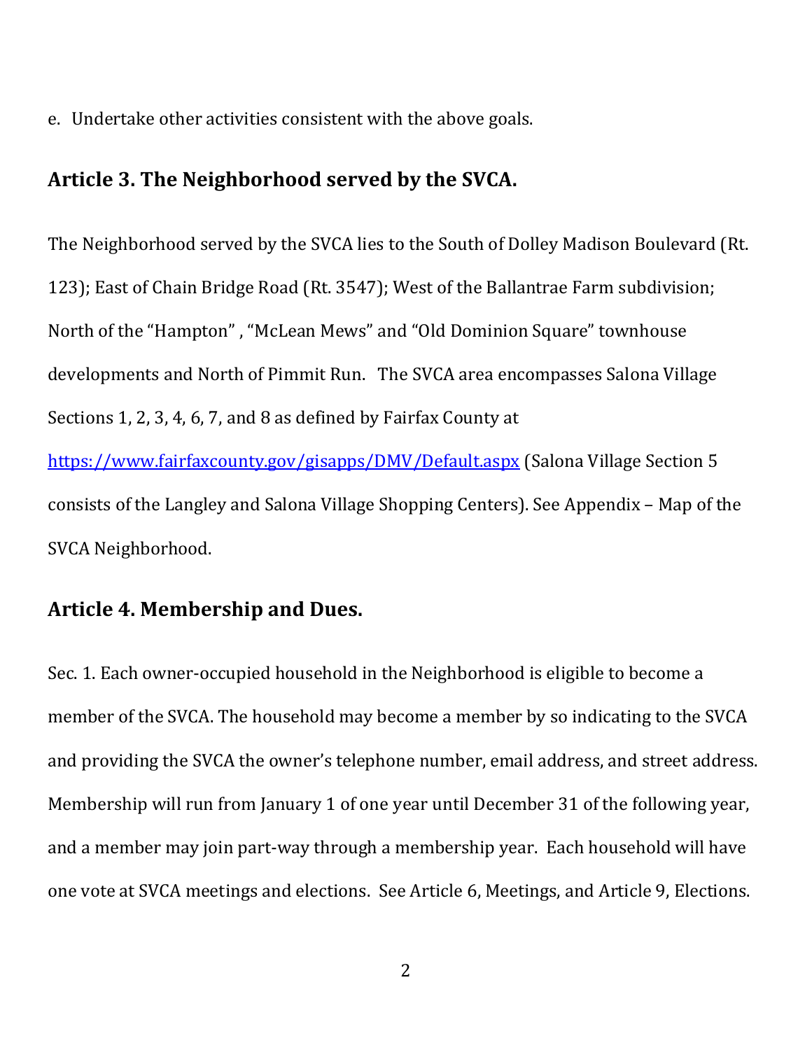e. Undertake other activities consistent with the above goals.

## Article 3. The Neighborhood served by the SVCA.

The Neighborhood served by the SVCA lies to the South of Dolley Madison Boulevard (Rt. 123); East of Chain Bridge Road (Rt. 3547); West of the Ballantrae Farm subdivision; North of the "Hampton" , "McLean Mews" and "Old Dominion Square" townhouse developments and North of Pimmit Run. The SVCA area encompasses Salona Village Sections 1, 2, 3, 4, 6, 7, and 8 as defined by Fairfax County at [https://www.fairfaxcounty.gov/gisapps/DMV/Default.aspx](https://www.fairfaxcounty.gov/gisapps/DMV/Default.aspx) (Salona Village Section 5 consists of the Langley and Salona Village Shopping Centers). See Appendix – Map of the SVCA Neighborhood.

## Article 4. Membership and Dues.

Sec. 1. Each owner-occupied household in the Neighborhood is eligible to become a member of the SVCA. The household may become a member by so indicating to the SVCA and providing the SVCA the owner's telephone number, email address, and street address. Membership will run from January 1 of one year until December 31 of the following year, and a member may join part-way through a membership year. Each household will have one vote at SVCA meetings and elections. See Article 6, Meetings, and Article 9, Elections.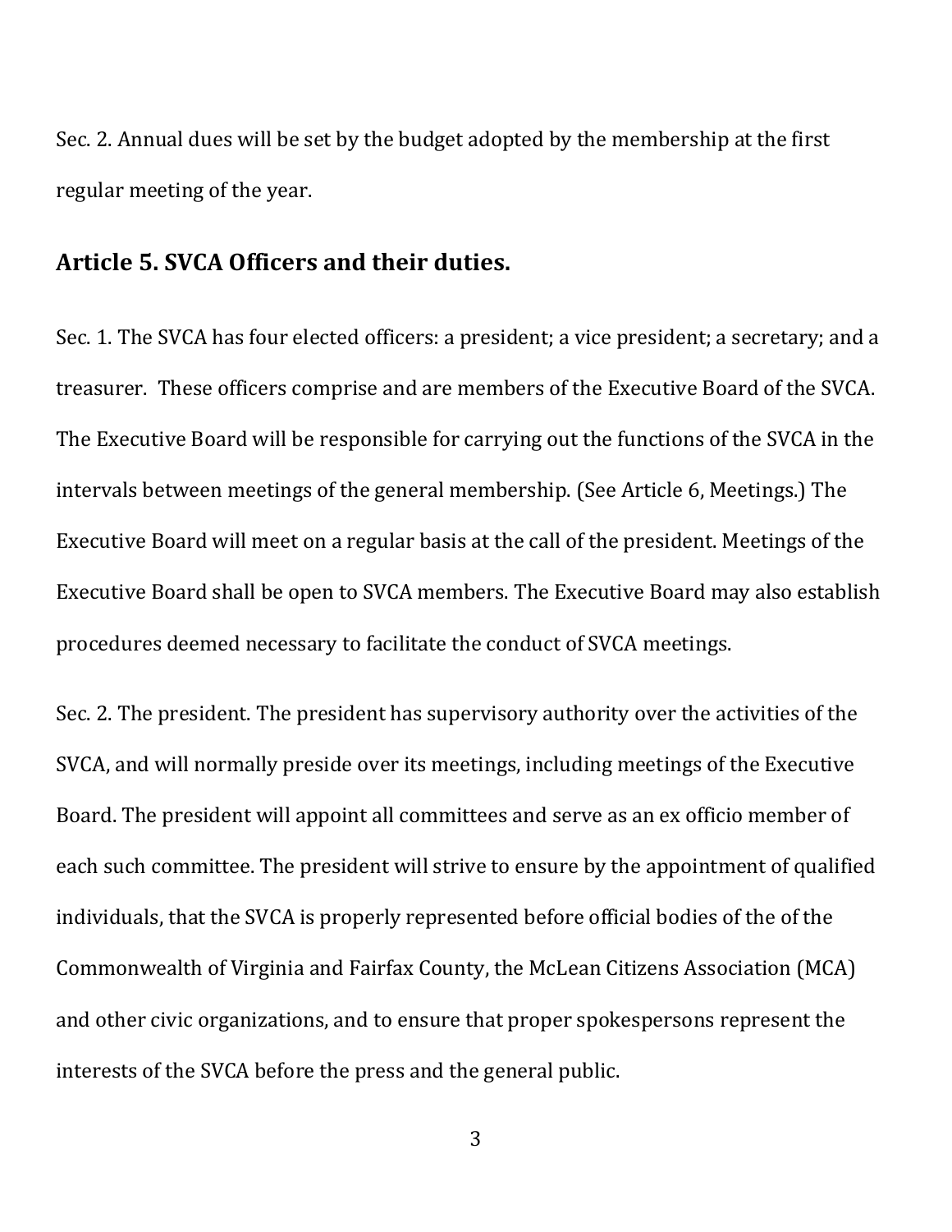Sec. 2. Annual dues will be set by the budget adopted by the membership at the first regular meeting of the year.

## Article 5. SVCA Officers and their duties.

Sec. 1. The SVCA has four elected officers: a president; a vice president; a secretary; and a treasurer. These officers comprise and are members of the Executive Board of the SVCA. The Executive Board will be responsible for carrying out the functions of the SVCA in the intervals between meetings of the general membership. (See Article 6, Meetings.) The Executive Board will meet on a regular basis at the call of the president. Meetings of the Executive Board shall be open to SVCA members. The Executive Board may also establish procedures deemed necessary to facilitate the conduct of SVCA meetings.

Sec. 2. The president. The president has supervisory authority over the activities of the SVCA, and will normally preside over its meetings, including meetings of the Executive Board. The president will appoint all committees and serve as an ex officio member of each such committee. The president will strive to ensure by the appointment of qualified individuals, that the SVCA is properly represented before official bodies of the of the Commonwealth of Virginia and Fairfax County, the McLean Citizens Association (MCA) and other civic organizations, and to ensure that proper spokespersons represent the interests of the SVCA before the press and the general public.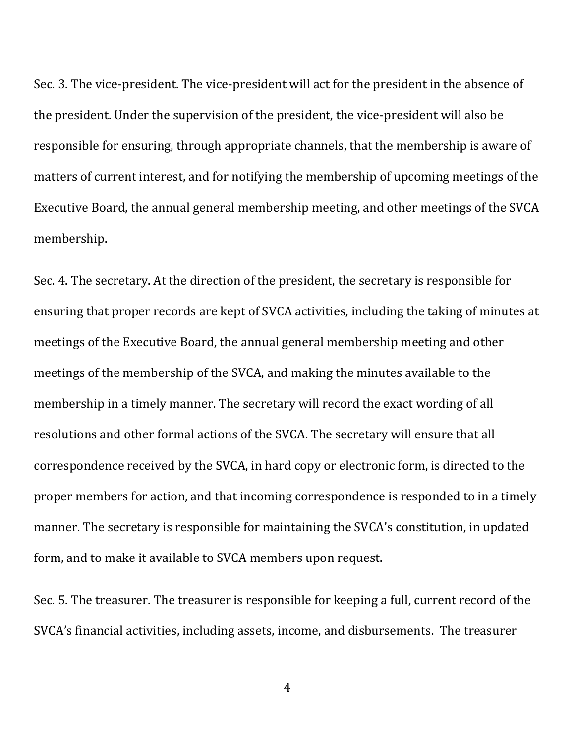Sec. 3. The vice-president. The vice-president will act for the president in the absence of the president. Under the supervision of the president, the vice-president will also be responsible for ensuring, through appropriate channels, that the membership is aware of matters of current interest, and for notifying the membership of upcoming meetings of the Executive Board, the annual general membership meeting, and other meetings of the SVCA membership.

Sec. 4. The secretary. At the direction of the president, the secretary is responsible for ensuring that proper records are kept of SVCA activities, including the taking of minutes at meetings of the Executive Board, the annual general membership meeting and other meetings of the membership of the SVCA, and making the minutes available to the membership in a timely manner. The secretary will record the exact wording of all resolutions and other formal actions of the SVCA. The secretary will ensure that all correspondence received by the SVCA, in hard copy or electronic form, is directed to the proper members for action, and that incoming correspondence is responded to in a timely manner. The secretary is responsible for maintaining the SVCA's constitution, in updated form, and to make it available to SVCA members upon request.

Sec. 5. The treasurer. The treasurer is responsible for keeping a full, current record of the SVCA's financial activities, including assets, income, and disbursements. The treasurer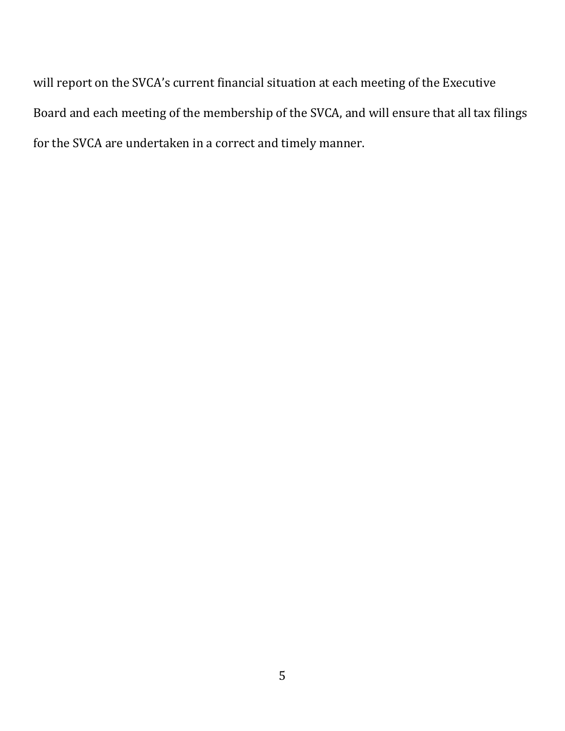will report on the SVCA's current financial situation at each meeting of the Executive Board and each meeting of the membership of the SVCA, and will ensure that all tax filings for the SVCA are undertaken in a correct and timely manner.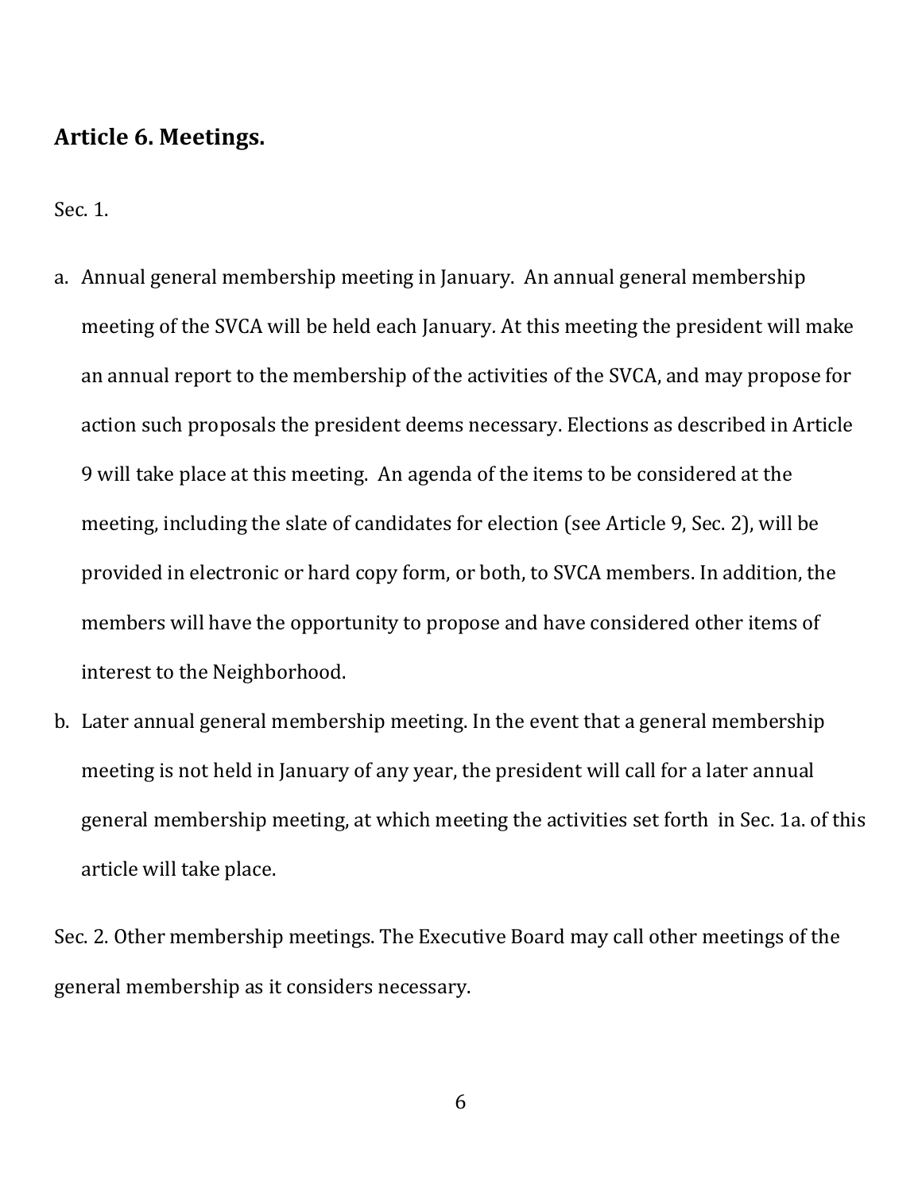## Article 6. Meetings.

Sec. 1.

a. Annual general membership meeting in January. An annual general membership meeting of the SVCA will be held each January. At this meeting the president will make an annual report to the membership of the activities of the SVCA, and may propose for action such proposals the president deems necessary. Elections as described in Article 9 will take place at this meeting. An agenda of the items to be considered at the meeting, including the slate of candidates for election (see Article 9, Sec. 2), will be provided in electronic or hard copy form, or both, to SVCA members. In addition, the members will have the opportunity to propose and have considered other items of interest to the Neighborhood.

b. Later annual general membership meeting. In the event that a general membership meeting is not held in January of any year, the president will call for a later annual general membership meeting, at which meeting the activities set forth in Sec. 1a. of this article will take place.

Sec. 2. Other membership meetings. The Executive Board may call other meetings of the general membership as it considers necessary.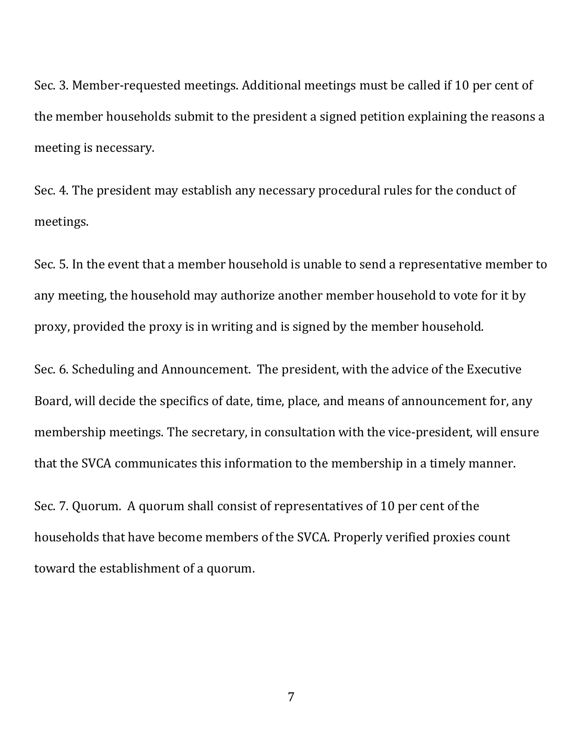Sec. 3. Member-requested meetings. Additional meetings must be called if 10 per cent of the member households submit to the president a signed petition explaining the reasons a meeting is necessary.

Sec. 4. The president may establish any necessary procedural rules for the conduct of meetings.

Sec. 5. In the event that a member household is unable to send a representative member to any meeting, the household may authorize another member household to vote for it by proxy, provided the proxy is in writing and is signed by the member household.

Sec. 6. Scheduling and Announcement. The president, with the advice of the Executive Board, will decide the specifics of date, time, place, and means of announcement for, any membership meetings. The secretary, in consultation with the vice-president, will ensure that the SVCA communicates this information to the membership in a timely manner.

Sec. 7. Quorum. A quorum shall consist of representatives of 10 per cent of the households that have become members of the SVCA. Properly verified proxies count toward the establishment of a quorum.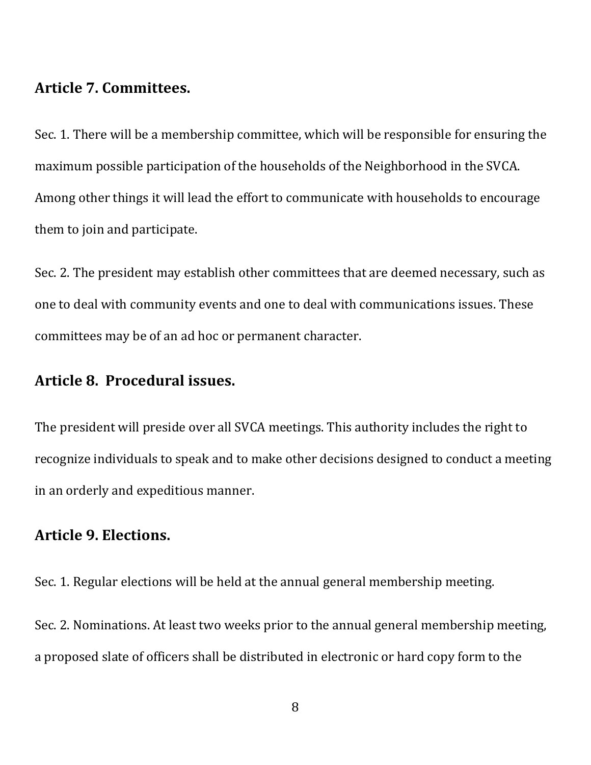## Article 7. Committees.

Sec. 1. There will be a membership committee, which will be responsible for ensuring the maximum possible participation of the households of the Neighborhood in the SVCA. Among other things it will lead the effort to communicate with households to encourage them to join and participate.

Sec. 2. The president may establish other committees that are deemed necessary, such as one to deal with community events and one to deal with communications issues. These committees may be of an ad hoc or permanent character.

## Article 8. Procedural issues.

The president will preside over all SVCA meetings. This authority includes the right to recognize individuals to speak and to make other decisions designed to conduct a meeting in an orderly and expeditious manner.

## Article 9. Elections.

Sec. 1. Regular elections will be held at the annual general membership meeting.

Sec. 2. Nominations. At least two weeks prior to the annual general membership meeting, a proposed slate of officers shall be distributed in electronic or hard copy form to the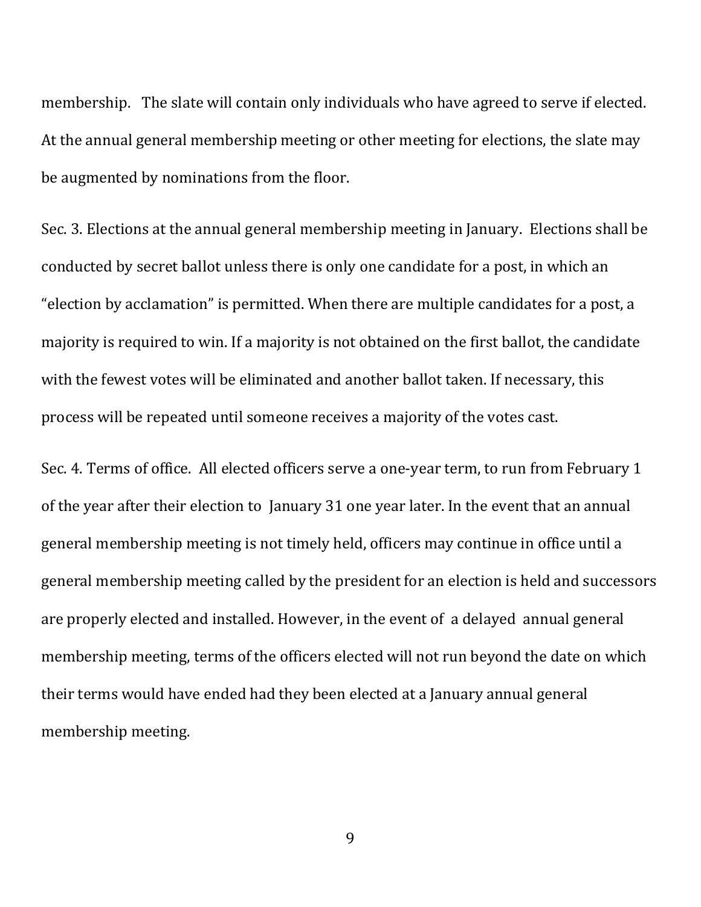membership. The slate will contain only individuals who have agreed to serve if elected. At the annual general membership meeting or other meeting for elections, the slate may be augmented by nominations from the floor.

Sec. 3. Elections at the annual general membership meeting in January. Elections shall be conducted by secret ballot unless there is only one candidate for a post, in which an "election by acclamation" is permitted. When there are multiple candidates for a post, a majority is required to win. If a majority is not obtained on the first ballot, the candidate with the fewest votes will be eliminated and another ballot taken. If necessary, this process will be repeated until someone receives a majority of the votes cast.

Sec. 4. Terms of office. All elected officers serve a one-year term, to run from February 1 of the year after their election to January 31 one year later. In the event that an annual general membership meeting is not timely held, officers may continue in office until a general membership meeting called by the president for an election is held and successors are properly elected and installed. However, in the event of a delayed annual general membership meeting, terms of the officers elected will not run beyond the date on which their terms would have ended had they been elected at a January annual general membership meeting.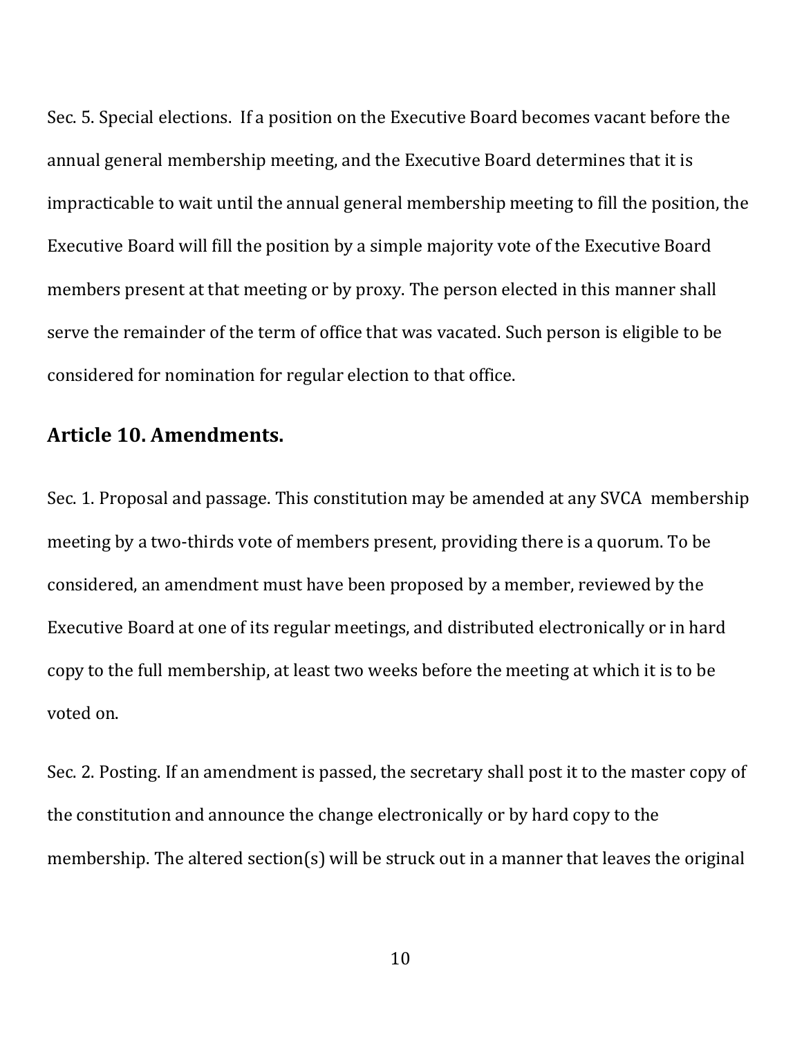Sec. 5. Special elections. If a position on the Executive Board becomes vacant before the annual general membership meeting, and the Executive Board determines that it is impracticable to wait until the annual general membership meeting to fill the position, the Executive Board will fill the position by a simple majority vote of the Executive Board members present at that meeting or by proxy. The person elected in this manner shall serve the remainder of the term of office that was vacated. Such person is eligible to be considered for nomination for regular election to that office.

## Article 10. Amendments.

Sec. 1. Proposal and passage. This constitution may be amended at any SVCA membership meeting by a two-thirds vote of members present, providing there is a quorum. To be considered, an amendment must have been proposed by a member, reviewed by the Executive Board at one of its regular meetings, and distributed electronically or in hard copy to the full membership, at least two weeks before the meeting at which it is to be voted on.

Sec. 2. Posting. If an amendment is passed, the secretary shall post it to the master copy of the constitution and announce the change electronically or by hard copy to the membership. The altered section(s) will be struck out in a manner that leaves the original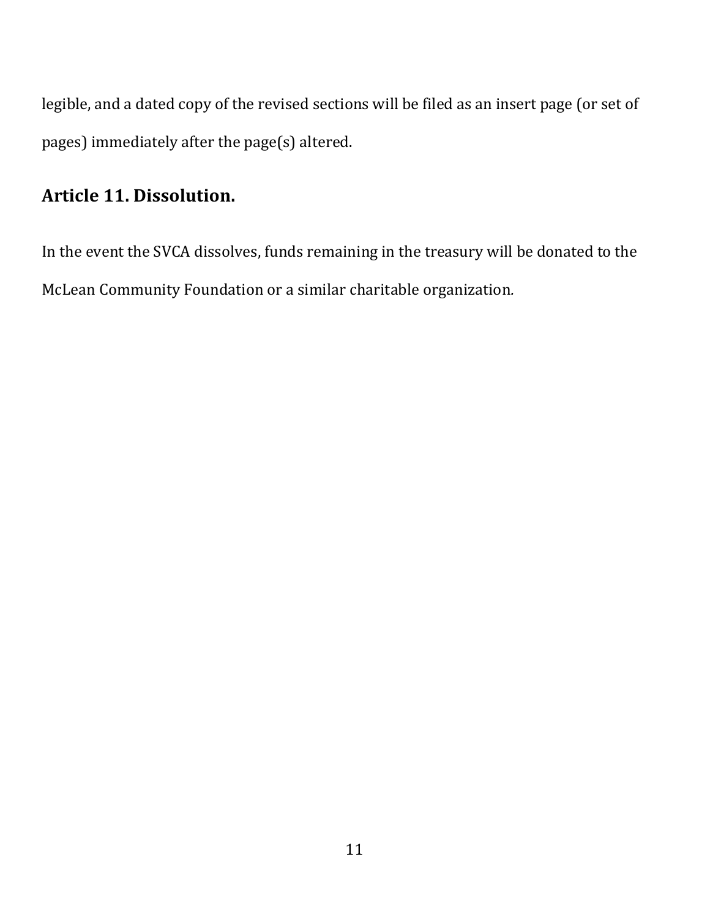legible, and a dated copy of the revised sections will be filed as an insert page (or set of pages) immediately after the page(s) altered.

## Article 11. Dissolution.

In the event the SVCA dissolves, funds remaining in the treasury will be donated to the McLean Community Foundation or a similar charitable organization.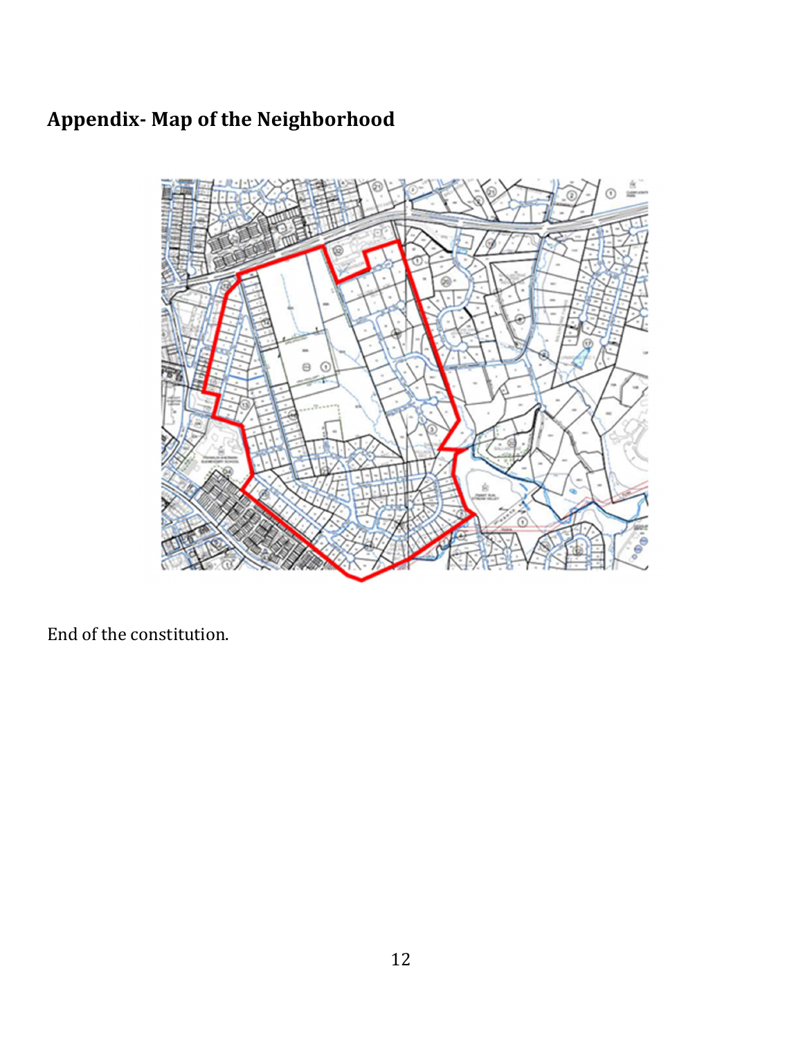## Appendix- Map of the Neighborhood

End of the constitution.